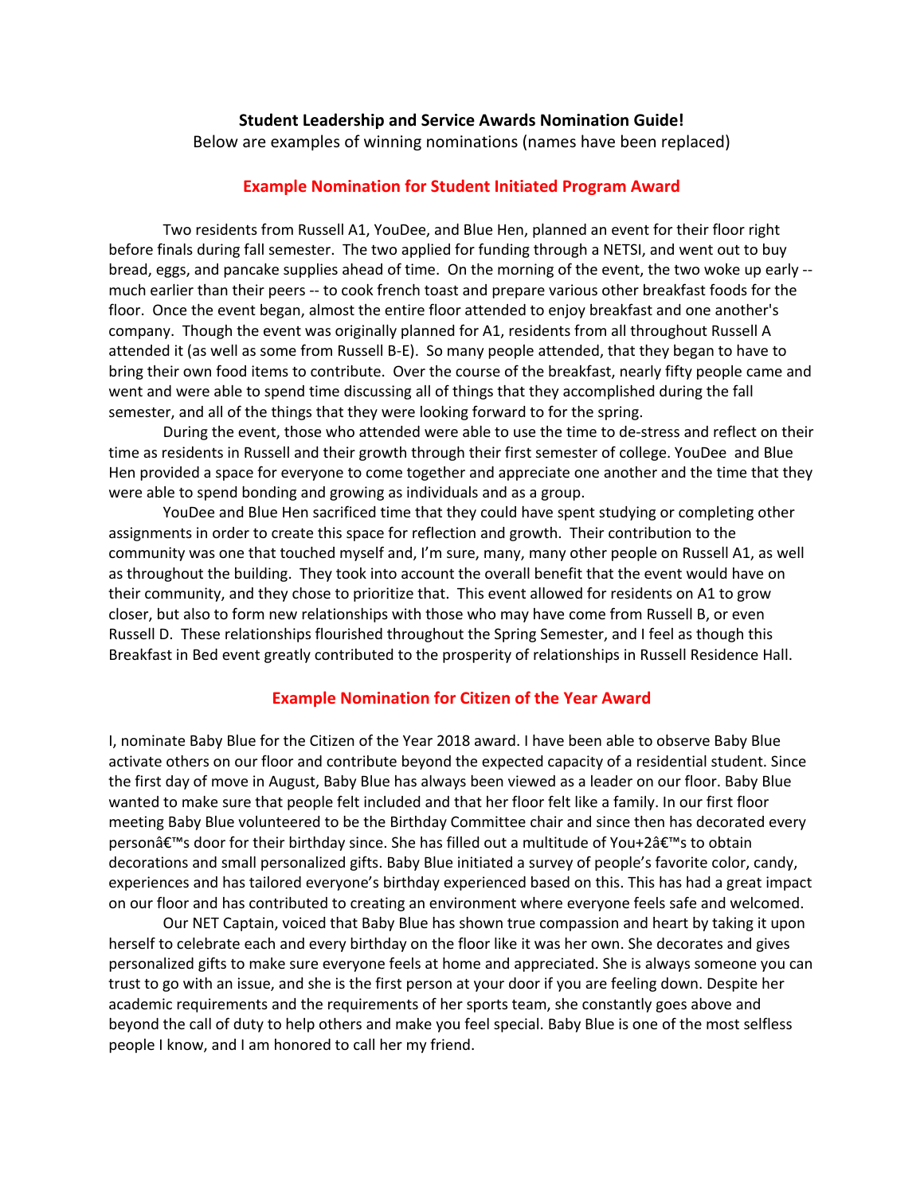**Student Leadership and Service Awards Nomination Guide!**

Below are examples of winning nominations (names have been replaced)

## Example Nomination for Student Initiated Program Award

Two residents from Russell A1, YouDee, and Blue Hen, planned an event for their floor right before finals during fall semester. The two applied for funding through a NETSI, and went out to buy bread, eggs, and pancake supplies ahead of time. On the morning of the event, the two woke up early -- much earlier than their peers -- to cook french toast and prepare various other breakfast foods for the floor. Once the event began, almost the entire floor attended to enjoy breakfast and one another's company. Though the event was originally planned for A1, residents from all throughout Russell A attended it (as well as some from Russell B-E). So many people attended, that they began to have to bring their own food items to contribute. Over the course of the breakfast, nearly fifty people came and went and were able to spend time discussing all of things that they accomplished during the fall semester, and all of the things that they were looking forward to for the spring.

During the event, those who attended were able to use the time to de-stress and reflect on their time as residents in Russell and their growth through their first semester of college. YouDee and Blue Hen provided a space for everyone to come together and appreciate one another and the time that they were able to spend bonding and growing as individuals and as a group.

YouDee and Blue Hen sacrificed time that they could have spent studying or completing other assignments in order to create this space for reflection and growth. Their contribution to the community was one that touched myself and, I'm sure, many, many other people on Russell A1, as well as throughout the building. They took into account the overall benefit that the event would have on their community, and they chose to prioritize that. This event allowed for residents on A1 to grow closer, but also to form new relationships with those who may have come from Russell B, or even Russell D. These relationships flourished throughout the Spring Semester, and I feel as though this Breakfast in Bed event greatly contributed to the prosperity of relationships in Russell Residence Hall.

## Example Nomination for Citizen of the Year Award

I, nominate Baby Blue for the Citizen of the Year 2018 award. I have been able to observe Baby Blue activate others on our floor and contribute beyond the expected capacity of a residential student. Since the first day of move in August, Baby Blue has always been viewed as a leader on our floor. Baby Blue wanted to make sure that people felt included and that her floor felt like a family. In our first floor meeting Baby Blue volunteered to be the Birthday Committee chair and since then has decorated every personâ€™s door for their birthday since. She has filled out a multitude of You+2â€™s to obtain decorations and small personalized gifts. Baby Blue initiated a survey of people's favorite color, candy, experiences and has tailored everyone's birthday experienced based on this. This has had a great impact on our floor and has contributed to creating an environment where everyone feels safe and welcomed.

Our NET Captain, voiced that Baby Blue has shown true compassion and heart by taking it upon herself to celebrate each and every birthday on the floor like it was her own. She decorates and gives personalized gifts to make sure everyone feels at home and appreciated. She is always someone you can trust to go with an issue, and she is the first person at your door if you are feeling down. Despite her academic requirements and the requirements of her sports team, she constantly goes above and beyond the call of duty to help others and make you feel special. Baby Blue is one of the most selfless people I know, and I am honored to call her my friend.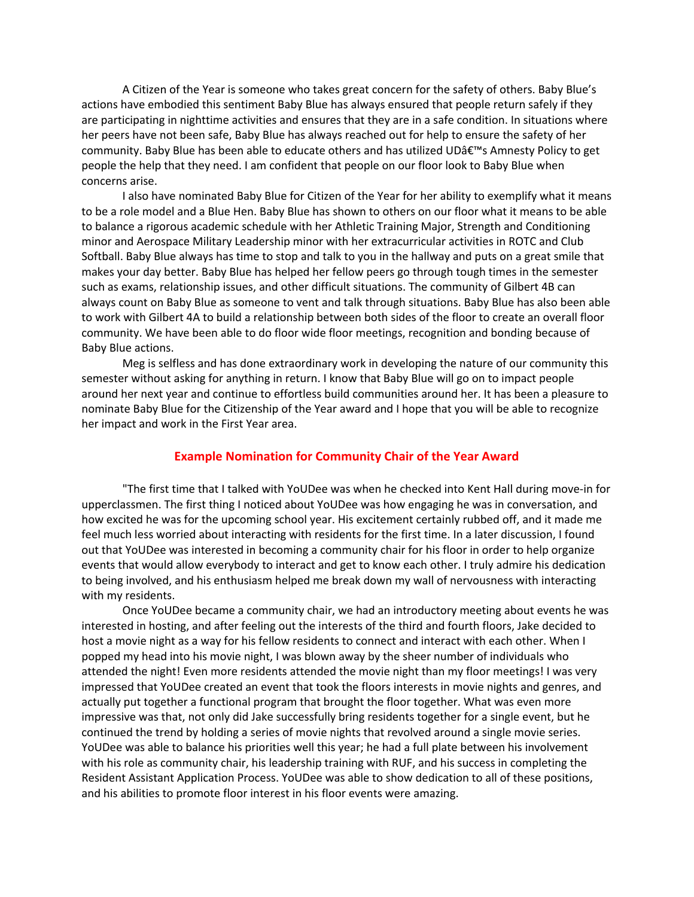A Citizen of the Year is someone who takes great concern for the safety of others. Baby Blue's actions have embodied this sentiment Baby Blue has always ensured that people return safely if they are participating in nighttime activities and ensures that they are in a safe condition. In situations where her peers have not been safe, Baby Blue has always reached out for help to ensure the safety of her community. Baby Blue has been able to educate others and has utilized UDâ€™s Amnesty Policy to get people the help that they need. I am confident that people on our floor look to Baby Blue when concerns arise.

I also have nominated Baby Blue for Citizen of the Year for her ability to exemplify what it means to be a role model and a Blue Hen. Baby Blue has shown to others on our floor what it means to be able to balance a rigorous academic schedule with her Athletic Training Major, Strength and Conditioning minor and Aerospace Military Leadership minor with her extracurricular activities in ROTC and Club Softball. Baby Blue always has time to stop and talk to you in the hallway and puts on a great smile that makes your day better. Baby Blue has helped her fellow peers go through tough times in the semester such as exams, relationship issues, and other difficult situations. The community of Gilbert 4B can always count on Baby Blue as someone to vent and talk through situations. Baby Blue has also been able to work with Gilbert 4A to build a relationship between both sides of the floor to create an overall floor community. We have been able to do floor wide floor meetings, recognition and bonding because of Baby Blue actions.

Meg is selfless and has done extraordinary work in developing the nature of our community this semester without asking for anything in return. I know that Baby Blue will go on to impact people around her next year and continue to effortless build communities around her. It has been a pleasure to nominate Baby Blue for the Citizenship of the Year award and I hope that you will be able to recognize her impact and work in the First Year area.

## Example Nomination for Community Chair of the Year Award

"The first time that I talked with YoUDee was when he checked into Kent Hall during move-in for upperclassmen. The first thing I noticed about YoUDee was how engaging he was in conversation, and how excited he was for the upcoming school year. His excitement certainly rubbed off, and it made me feel much less worried about interacting with residents for the first time. In a later discussion, I found out that YoUDee was interested in becoming a community chair for his floor in order to help organize events that would allow everybody to interact and get to know each other. I truly admire his dedication to being involved, and his enthusiasm helped me break down my wall of nervousness with interacting with my residents.

Once YoUDee became a community chair, we had an introductory meeting about events he was interested in hosting, and after feeling out the interests of the third and fourth floors, Jake decided to host a movie night as a way for his fellow residents to connect and interact with each other. When I popped my head into his movie night, I was blown away by the sheer number of individuals who attended the night! Even more residents attended the movie night than my floor meetings! I was very impressed that YoUDee created an event that took the floors interests in movie nights and genres, and actually put together a functional program that brought the floor together. What was even more impressive was that, not only did Jake successfully bring residents together for a single event, but he continued the trend by holding a series of movie nights that revolved around a single movie series. YoUDee was able to balance his priorities well this year; he had a full plate between his involvement with his role as community chair, his leadership training with RUF, and his success in completing the Resident Assistant Application Process. YoUDee was able to show dedication to all of these positions, and his abilities to promote floor interest in his floor events were amazing.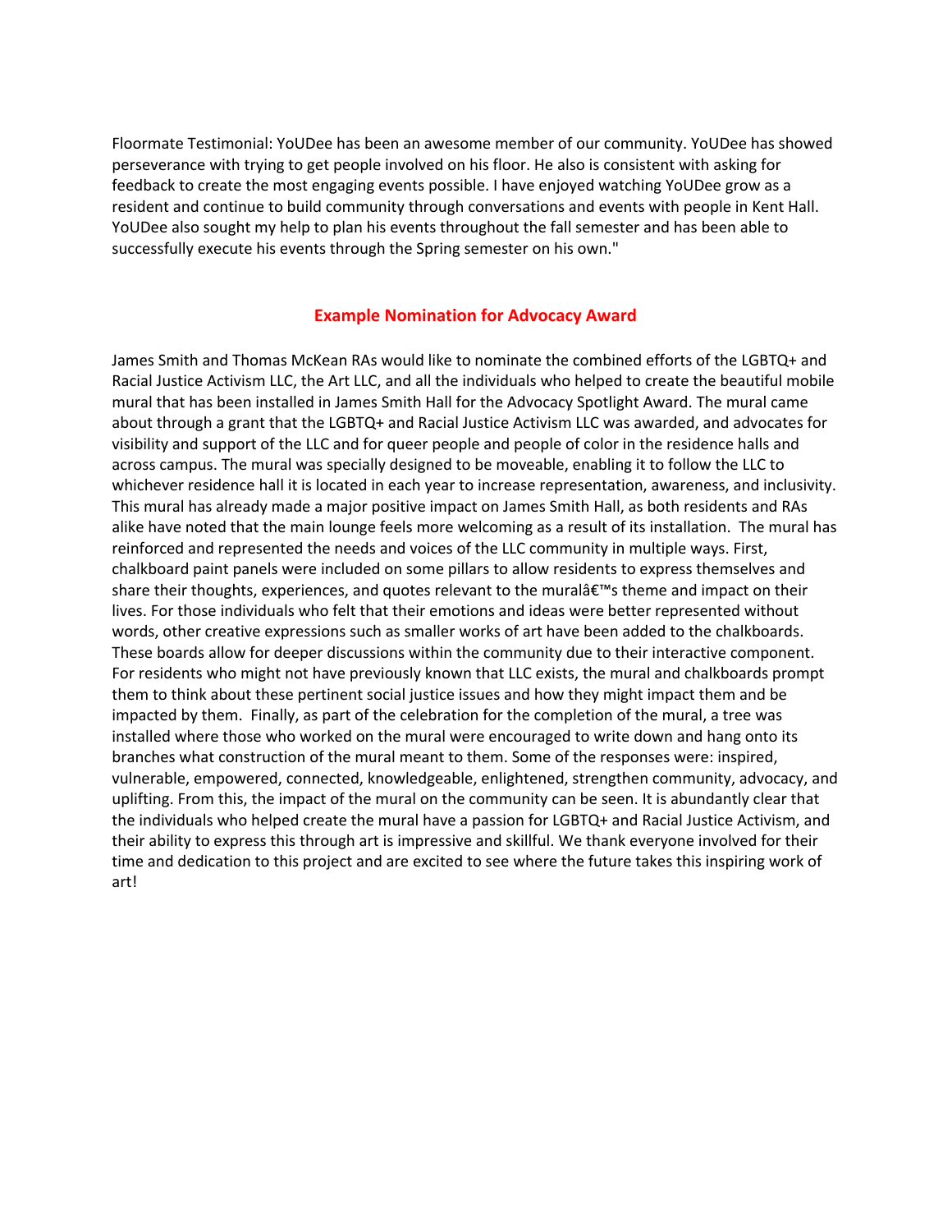Floormate Testimonial: YoUDee has been an awesome member of our community. YoUDee has showed perseverance with trying to get people involved on his floor. He also is consistent with asking for feedback to create the most engaging events possible. I have enjoyed watching YoUDee grow as a resident and continue to build community through conversations and events with people in Kent Hall. YoUDee also sought my help to plan his events throughout the fall semester and has been able to successfully execute his events through the Spring semester on his own."

## Example Nomination for Advocacy Award

James Smith and Thomas McKean RAs would like to nominate the combined efforts of the LGBTQ+ and Racial Justice Activism LLC, the Art LLC, and all the individuals who helped to create the beautiful mobile mural that has been installed in James Smith Hall for the Advocacy Spotlight Award. The mural came about through a grant that the LGBTQ+ and Racial Justice Activism LLC was awarded, and advocates for visibility and support of the LLC and for queer people and people of color in the residence halls and across campus. The mural was specially designed to be moveable, enabling it to follow the LLC to whichever residence hall it is located in each year to increase representation, awareness, and inclusivity. This mural has already made a major positive impact on James Smith Hall, as both residents and RAs alike have noted that the main lounge feels more welcoming as a result of its installation. The mural has reinforced and represented the needs and voices of the LLC community in multiple ways. First, chalkboard paint panels were included on some pillars to allow residents to express themselves and share their thoughts, experiences, and quotes relevant to the muralâ€™s theme and impact on their lives. For those individuals who felt that their emotions and ideas were better represented without words, other creative expressions such as smaller works of art have been added to the chalkboards. These boards allow for deeper discussions within the community due to their interactive component. For residents who might not have previously known that LLC exists, the mural and chalkboards prompt them to think about these pertinent social justice issues and how they might impact them and be impacted by them. Finally, as part of the celebration for the completion of the mural, a tree was installed where those who worked on the mural were encouraged to write down and hang onto its branches what construction of the mural meant to them. Some of the responses were: inspired, vulnerable, empowered, connected, knowledgeable, enlightened, strengthen community, advocacy, and uplifting. From this, the impact of the mural on the community can be seen. It is abundantly clear that the individuals who helped create the mural have a passion for LGBTQ+ and Racial Justice Activism, and their ability to express this through art is impressive and skillful. We thank everyone involved for their time and dedication to this project and are excited to see where the future takes this inspiring work of art!